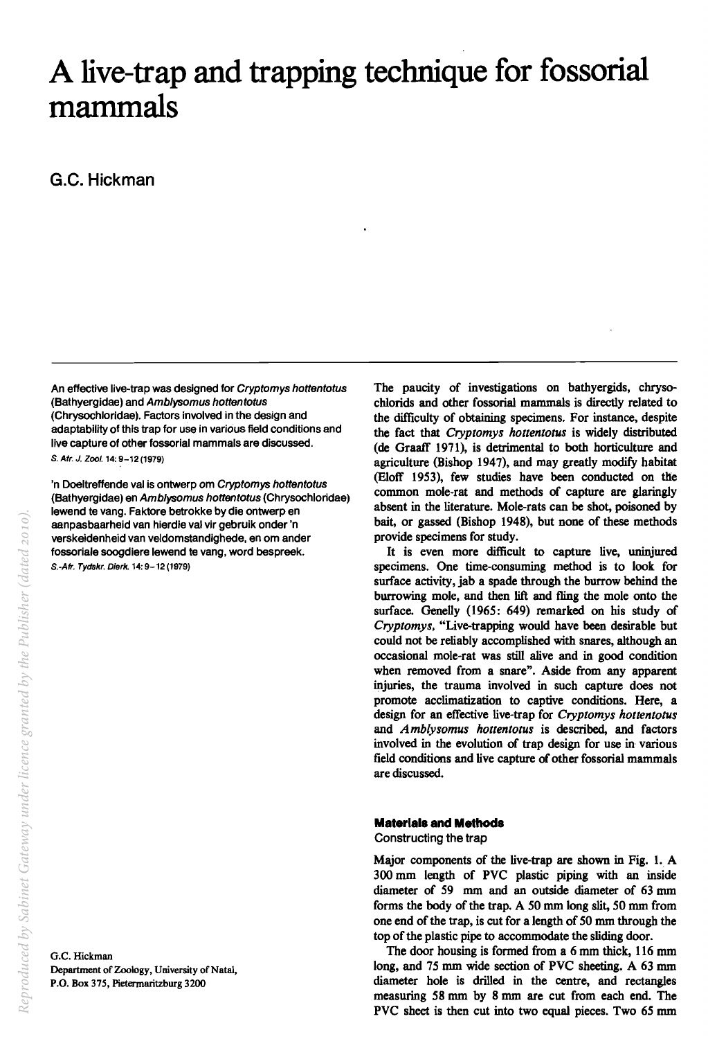# A live-trap and trapping technique for fossorial mammals

G.C. Hickman

An effective live-trap was designed for *Cryptomys hottentotus* (Bathyergidae) and *Amblysomus hottentotus* (Chrysochloridae). Factors involved in the design and adaptability of this trap for use in various field conditions and live capture of other fossorial mammals are discussed.

*S. Afr. J. Zool.* 14: 9–12 (1979)

'n Doeltreffende val is ontwerp om *Cryptomys hottentotus* (Bathyergidae) en *Amblysomus hottentotus* (Chrysochloridae) lewend te vang. Faktore betrokke by die ontwerp en aanpasbaarheid van hierdie val vir gebruik onder 'n verskeidenheid van veldomstandighede, en om ander fossoriale soogdiere lewend te vang, word bespreek.

*S.-Afr. Tydskr. Dierk.* 14: 9–12 (1979)

G.C. Hickman
Department of Zoology, University of Natal,
P.O. Box 375, Pietermaritzburg 3200

The paucity of investigations on bathyergids, chrysochlorids and other fossorial mammals is directly related to the difficulty of obtaining specimens. For instance, despite the fact that *Cryptomys hottentotus* is widely distributed (de Graaff 1971), is detrimental to both horticulture and agriculture (Bishop 1947), and may greatly modify habitat (Eloff 1953), few studies have been conducted on the common mole-rat and methods of capture are glaringly absent in the literature. Mole-rats can be shot, poisoned by bait, or gassed (Bishop 1948), but none of these methods provide specimens for study.

It is even more difficult to capture live, uninjured specimens. One time-consuming method is to look for surface activity, jab a spade through the burrow behind the burrowing mole, and then lift and fling the mole onto the surface. Genelly (1965: 649) remarked on his study of *Cryptomys*, "Live-trapping would have been desirable but could not be reliably accomplished with snares, although an occasional mole-rat was still alive and in good condition when removed from a snare". Aside from any apparent injuries, the trauma involved in such capture does not promote acclimatization to captive conditions. Here, a design for an effective live-trap for *Cryptomys hottentotus* and *Amblysomus hottentotus* is described, and factors involved in the evolution of trap design for use in various field conditions and live capture of other fossorial mammals are discussed.

## Materials and Methods

### Constructing the trap

Major components of the live-trap are shown in Fig. 1. A 300 mm length of PVC plastic piping with an inside diameter of 59 mm and an outside diameter of 63 mm forms the body of the trap. A 50 mm long slit, 50 mm from one end of the trap, is cut for a length of 50 mm through the top of the plastic pipe to accommodate the sliding door.

The door housing is formed from a 6 mm thick, 116 mm long, and 75 mm wide section of PVC sheeting. A 63 mm diameter hole is drilled in the centre, and rectangles measuring 58 mm by 8 mm are cut from each end. The PVC sheet is then cut into two equal pieces. Two 65 mm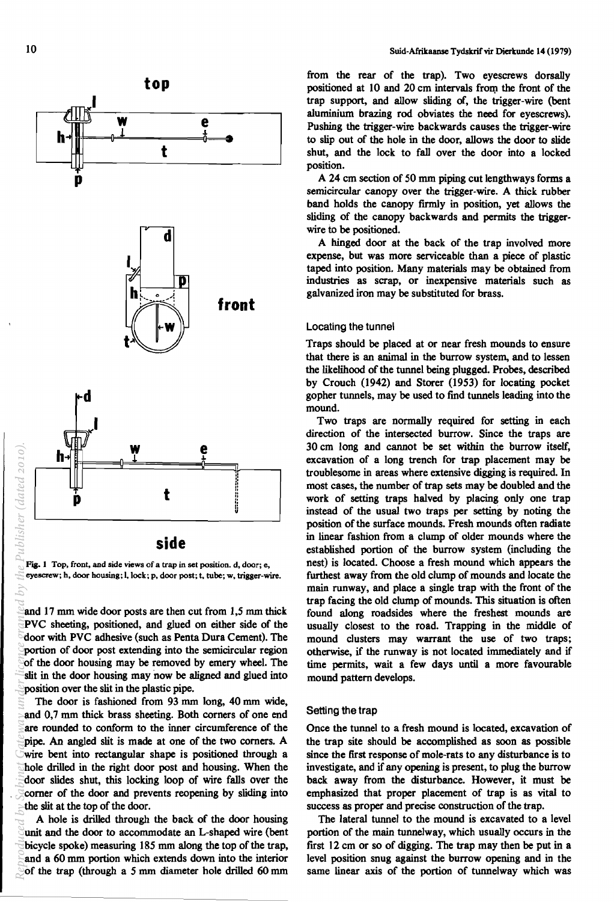Fig. 1 Top, front, and side views of a trap in set position. d, door; e, eyescrew; h, door housing; l, lock; p, door post; t, tube; w, trigger-wire.

and 17 mm wide door posts are then cut from 1,5 mm thick PVC sheeting, positioned, and glued on either side of the door with PVC adhesive (such as Penta Dura Cement). The portion of door post extending into the semicircular region of the door housing may be removed by emery wheel. The slit in the door housing may now be aligned and glued into position over the slit in the plastic pipe.

The door is fashioned from 93 mm long, 40 mm wide, and 0,7 mm thick brass sheeting. Both corners of one end are rounded to conform to the inner circumference of the pipe. An angled slit is made at one of the two corners. A wire bent into rectangular shape is positioned through a hole drilled in the right door post and housing. When the door slides shut, this locking loop of wire falls over the corner of the door and prevents reopening by sliding into the slit at the top of the door.

A hole is drilled through the back of the door housing unit and the door to accommodate an L-shaped wire (bent bicycle spoke) measuring 185 mm along the top of the trap, and a 60 mm portion which extends down into the interior of the trap (through a 5 mm diameter hole drilled 60 mm from the rear of the trap). Two eyescrews dorsally positioned at 10 and 20 cm intervals from the front of the trap support, and allow sliding of, the trigger-wire (bent aluminium brazing rod obviates the need for eyescrews). Pushing the trigger-wire backwards causes the trigger-wire to slip out of the hole in the door, allows the door to slide shut, and the lock to fall over the door into a locked position.

A 24 cm section of 50 mm piping cut lengthways forms a semicircular canopy over the trigger-wire. A thick rubber band holds the canopy firmly in position, yet allows the sliding of the canopy backwards and permits the trigger-wire to be positioned.

A hinged door at the back of the trap involved more expense, but was more serviceable than a piece of plastic taped into position. Many materials may be obtained from industries as scrap, or inexpensive materials such as galvanized iron may be substituted for brass.

### Locating the tunnel

Traps should be placed at or near fresh mounds to ensure that there is an animal in the burrow system, and to lessen the likelihood of the tunnel being plugged. Probes, described by Crouch (1942) and Storer (1953) for locating pocket gopher tunnels, may be used to find tunnels leading into the mound.

Two traps are normally required for setting in each direction of the intersected burrow. Since the traps are 30 cm long and cannot be set within the burrow itself, excavation of a long trench for trap placement may be troublesome in areas where extensive digging is required. In most cases, the number of trap sets may be doubled and the work of setting traps halved by placing only one trap instead of the usual two traps per setting by noting the position of the surface mounds. Fresh mounds often radiate in linear fashion from a clump of older mounds where the established portion of the burrow system (including the nest) is located. Choose a fresh mound which appears the furthest away from the old clump of mounds and locate the main runway, and place a single trap with the front of the trap facing the old clump of mounds. This situation is often found along roadsides where the freshest mounds are usually closest to the road. Trapping in the middle of mound clusters may warrant the use of two traps; otherwise, if the runway is not located immediately and if time permits, wait a few days until a more favourable mound pattern develops.

### Setting the trap

Once the tunnel to a fresh mound is located, excavation of the trap site should be accomplished as soon as possible since the first response of mole-rats to any disturbance is to investigate, and if any opening is present, to plug the burrow back away from the disturbance. However, it must be emphasized that proper placement of trap is as vital to success as proper and precise construction of the trap.

The lateral tunnel to the mound is excavated to a level portion of the main tunnelway, which usually occurs in the first 12 cm or so of digging. The trap may then be put in a level position snug against the burrow opening and in the same linear axis of the portion of tunnelway which was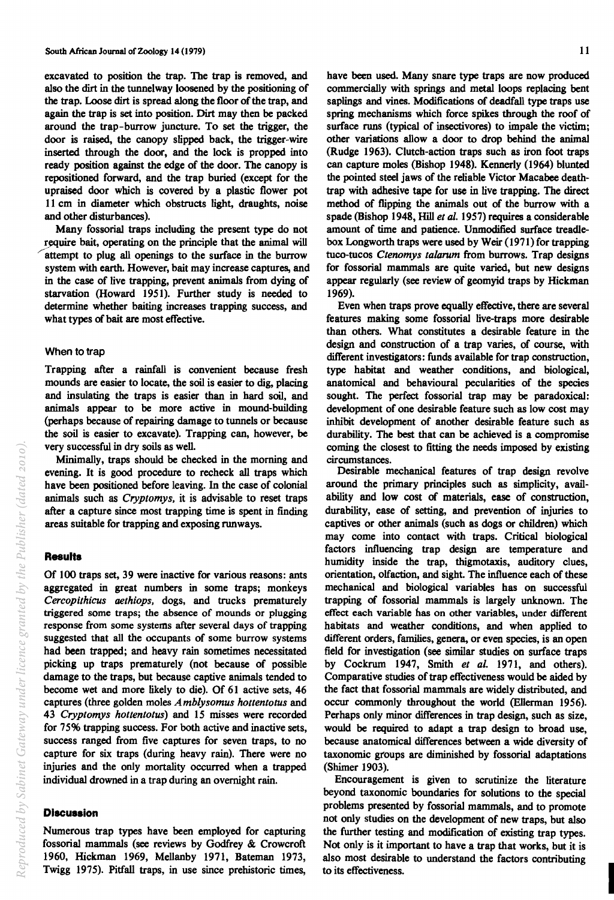excavated to position the trap. The trap is removed, and also the dirt in the tunnelway loosened by the positioning of the trap. Loose dirt is spread along the floor of the trap, and again the trap is set into position. Dirt may then be packed around the trap-burrow juncture. To set the trigger, the door is raised, the canopy slipped back, the trigger-wire inserted through the door, and the lock is propped into ready position against the edge of the door. The canopy is repositioned forward, and the trap buried (except for the upraised door which is covered by a plastic flower pot 11 cm in diameter which obstructs light, draughts, noise and other disturbances).

Many fossorial traps including the present type do not require bait, operating on the principle that the animal will attempt to plug all openings to the surface in the burrow system with earth. However, bait may increase captures, and in the case of live trapping, prevent animals from dying of starvation (Howard 1951). Further study is needed to determine whether baiting increases trapping success, and what types of bait are most effective.

### When to trap

Trapping after a rainfall is convenient because fresh mounds are easier to locate, the soil is easier to dig, placing and insulating the traps is easier than in hard soil, and animals appear to be more active in mound-building (perhaps because of repairing damage to tunnels or because the soil is easier to excavate). Trapping can, however, be very successful in dry soils as well.

Minimally, traps should be checked in the morning and evening. It is good procedure to recheck all traps which have been positioned before leaving. In the case of colonial animals such as *Cryptomys*, it is advisable to reset traps after a capture since most trapping time is spent in finding areas suitable for trapping and exposing runways.

## Results

Of 100 traps set, 39 were inactive for various reasons: ants aggregated in great numbers in some traps; monkeys *Cercopithicus aethiops*, dogs, and trucks prematurely triggered some traps; the absence of mounds or plugging response from some systems after several days of trapping suggested that all the occupants of some burrow systems had been trapped; and heavy rain sometimes necessitated picking up traps prematurely (not because of possible damage to the traps, but because captive animals tended to become wet and more likely to die). Of 61 active sets, 46 captures (three golden moles *Amblysomus hottentotus* and 43 *Cryptomys hottentotus*) and 15 misses were recorded for 75% trapping success. For both active and inactive sets, success ranged from five captures for seven traps, to no capture for six traps (during heavy rain). There were no injuries and the only mortality occurred when a trapped individual drowned in a trap during an overnight rain.

## Discussion

Numerous trap types have been employed for capturing fossorial mammals (see reviews by Godfrey & Crowcroft 1960, Hickman 1969, Mellanby 1971, Bateman 1973, Twigg 1975). Pitfall traps, in use since prehistoric times, have been used. Many snare type traps are now produced commercially with springs and metal loops replacing bent saplings and vines. Modifications of deadfall type traps use spring mechanisms which force spikes through the roof of surface runs (typical of insectivores) to impale the victim; other variations allow a door to drop behind the animal (Rudge 1963). Clutch-action traps such as iron foot traps can capture moles (Bishop 1948). Kennerly (1964) blunted the pointed steel jaws of the reliable Victor Macabee death-trap with adhesive tape for use in live trapping. The direct method of flipping the animals out of the burrow with a spade (Bishop 1948, Hill *et al.* 1957) requires a considerable amount of time and patience. Unmodified surface treadle-box Longworth traps were used by Weir (1971) for trapping tuco-tucos *Ctenomys talarum* from burrows. Trap designs for fossorial mammals are quite varied, but new designs appear regularly (see review of geomyid traps by Hickman 1969).

Even when traps prove equally effective, there are several features making some fossorial live-traps more desirable than others. What constitutes a desirable feature in the design and construction of a trap varies, of course, with different investigators: funds available for trap construction, type habitat and weather conditions, and biological, anatomical and behavioural peculiarities of the species sought. The perfect fossorial trap may be paradoxical: development of one desirable feature such as low cost may inhibit development of another desirable feature such as durability. The best that can be achieved is a compromise coming the closest to fitting the needs imposed by existing circumstances.

Desirable mechanical features of trap design revolve around the primary principles such as simplicity, availability and low cost of materials, ease of construction, durability, ease of setting, and prevention of injuries to captives or other animals (such as dogs or children) which may come into contact with traps. Critical biological factors influencing trap design are temperature and humidity inside the trap, thigmotaxis, auditory clues, orientation, olfaction, and sight. The influence each of these mechanical and biological variables has on successful trapping of fossorial mammals is largely unknown. The effect each variable has on other variables, under different habitats and weather conditions, and when applied to different orders, families, genera, or even species, is an open field for investigation (see similar studies on surface traps by Cockrum 1947, Smith *et al.* 1971, and others). Comparative studies of trap effectiveness would be aided by the fact that fossorial mammals are widely distributed, and occur commonly throughout the world (Ellerman 1956). Perhaps only minor differences in trap design, such as size, would be required to adapt a trap design to broad use, because anatomical differences between a wide diversity of taxonomic groups are diminished by fossorial adaptations (Shimer 1903).

Encouragement is given to scrutinize the literature beyond taxonomic boundaries for solutions to the special problems presented by fossorial mammals, and to promote not only studies on the development of new traps, but also the further testing and modification of existing trap types. Not only is it important to have a trap that works, but it is also most desirable to understand the factors contributing to its effectiveness.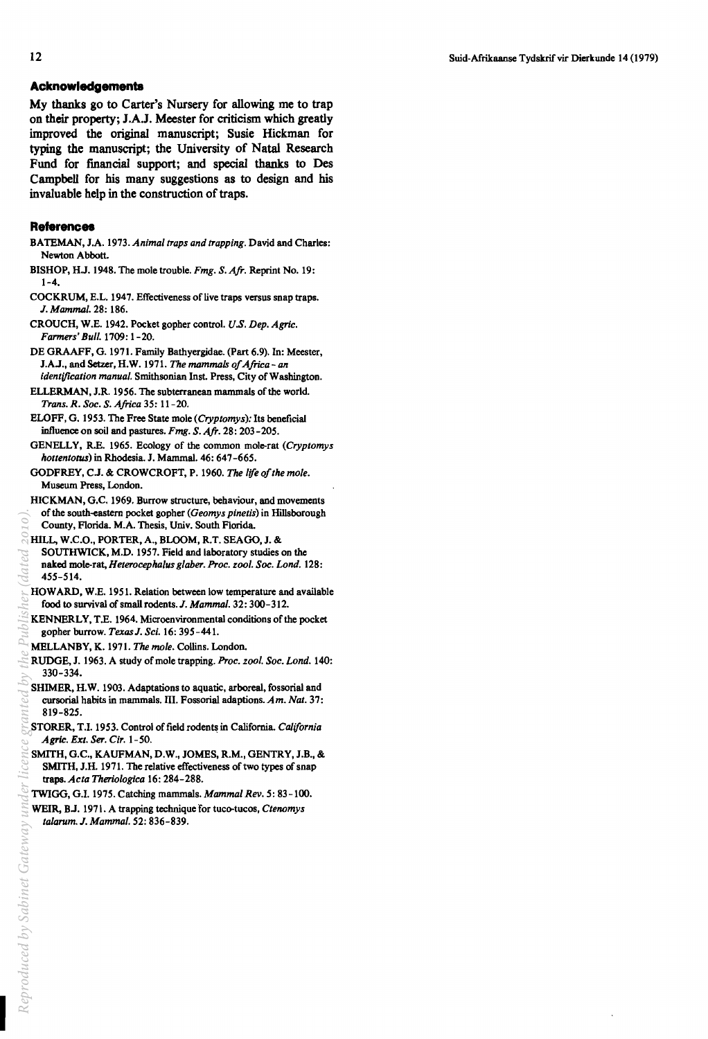## Acknowledgements

My thanks go to Carter's Nursery for allowing me to trap on their property; J.A.J. Meester for criticism which greatly improved the original manuscript; Susie Hickman for typing the manuscript; the University of Natal Research Fund for financial support; and special thanks to Des Campbell for his many suggestions as to design and his invaluable help in the construction of traps.

## References

BATEMAN, J.A. 1973. *Animal traps and trapping*. David and Charles: Newton Abbott.

BISHOP, H.J. 1948. The mole trouble. *Fmg. S. Afr.* Reprint No. 19: 1-4.

COCKRUM, E.L. 1947. Effectiveness of live traps versus snap traps. *J. Mammal.* 28: 186.

CROUCH, W.E. 1942. Pocket gopher control. *U.S. Dep. Agric. Farmers' Bull.* 1709: 1-20.

DE GRAAFF, G. 1971. Family Bathyergidae. (Part 6.9). In: Meester, J.A.J., and Setzer, H.W. 1971. *The mammals of Africa - an identification manual*. Smithsonian Inst. Press, City of Washington.

ELLERMAN, J.R. 1956. The subterranean mammals of the world. *Trans. R. Soc. S. Africa* 35: 11-20.

ELOFF, G. 1953. The Free State mole (*Cryptomys*): Its beneficial influence on soil and pastures. *Fmg. S. Afr.* 28: 203-205.

GENELLY, R.E. 1965. Ecology of the common mole-rat (*Cryptomys hottentotus*) in Rhodesia. J. Mammal. 46: 647-665.

GODFREY, C.J. & CROWCROFT, P. 1960. *The life of the mole*. Museum Press, London.

HICKMAN, G.C. 1969. Burrow structure, behaviour, and movements of the south-eastern pocket gopher (*Geomys pinetis*) in Hillsborough County, Florida. M.A. Thesis, Univ. South Florida.

HILL, W.C.O., PORTER, A., BLOOM, R.T. SEAGO, J. & SOUTHWICK, M.D. 1957. Field and laboratory studies on the naked mole-rat, *Heterocephalus glaber*. *Proc. zool. Soc. Lond.* 128: 455-514.

HOWARD, W.E. 1951. Relation between low temperature and available food to survival of small rodents. *J. Mammal.* 32: 300-312.

KENNERLY, T.E. 1964. Microenvironmental conditions of the pocket gopher burrow. *Texas J. Sci.* 16: 395-441.

MELLANBY, K. 1971. *The mole*. Collins. London.

RUDGE, J. 1963. A study of mole trapping. *Proc. zool. Soc. Lond.* 140: 330-334.

SHIMER, H.W. 1903. Adaptations to aquatic, arboreal, fossorial and cursorial habits in mammals. III. Fossorial adaptions. *Am. Nat.* 37: 819-825.

STORER, T.I. 1953. Control of field rodents in California. *California Agric. Ext. Ser. Cir.* 1-50.

SMITH, G.C., KAUFMAN, D.W., JOMES, R.M., GENTRY, J.B., & SMITH, J.H. 1971. The relative effectiveness of two types of snap traps. *Acta Theriologica* 16: 284-288.

TWIGG, G.I. 1975. Catching mammals. *Mammal Rev.* 5: 83-100.

WEIR, B.J. 1971. A trapping technique for tuco-tucos, *Ctenomys talarum*. *J. Mammal.* 52: 836-839.